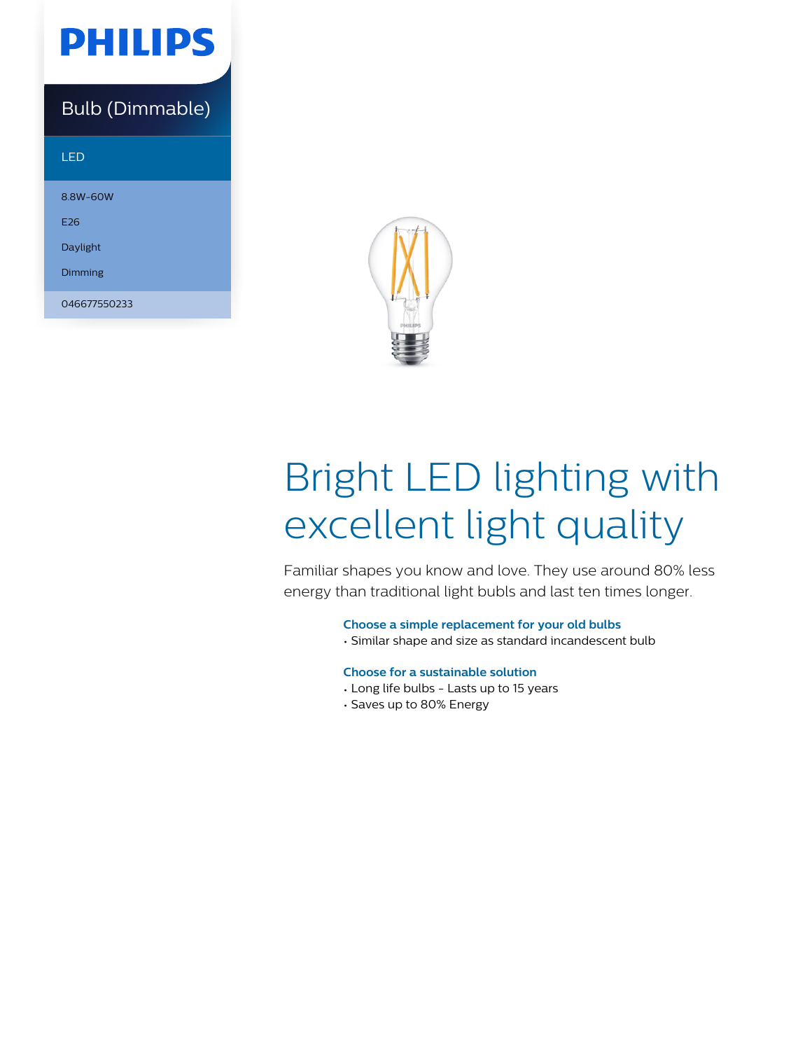PHILIPS

Bulb (Dimmable)

LED

8.8W-60W

E26

Daylight

Dimming

046677550233

# Bright LED lighting with excellent light quality

Familiar shapes you know and love. They use around 80% less energy than traditional light bubls and last ten times longer.

**Choose a simple replacement for your old bulbs**
- Similar shape and size as standard incandescent bulb

**Choose for a sustainable solution**
- Long life bulbs - Lasts up to 15 years
- Saves up to 80% Energy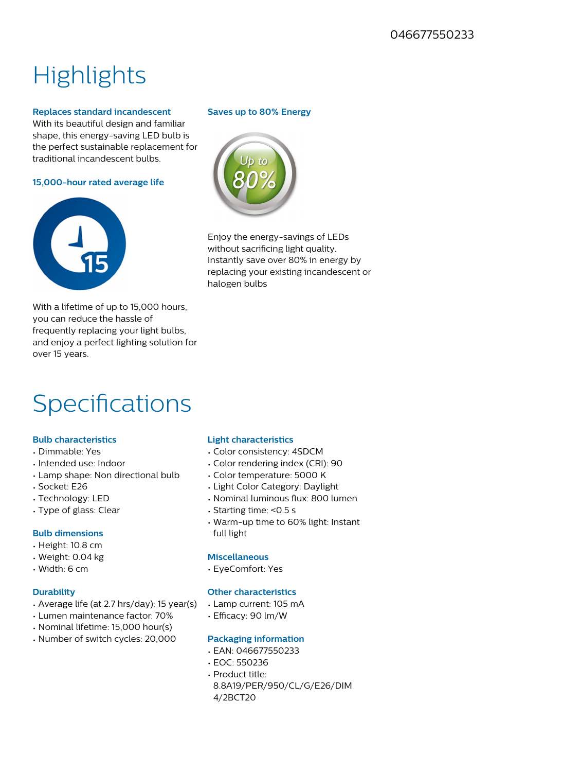046677550233

# Highlights

### Replaces standard incandescent

With its beautiful design and familiar shape, this energy-saving LED bulb is the perfect sustainable replacement for traditional incandescent bulbs.

### 15,000-hour rated average life

With a lifetime of up to 15,000 hours, you can reduce the hassle of frequently replacing your light bulbs, and enjoy a perfect lighting solution for over 15 years.

### Saves up to 80% Energy

Enjoy the energy-savings of LEDs without sacrificing light quality. Instantly save over 80% in energy by replacing your existing incandescent or halogen bulbs

# Specifications

### Bulb characteristics

- Dimmable: Yes
- Intended use: Indoor
- Lamp shape: Non directional bulb
- Socket: E26
- Technology: LED
- Type of glass: Clear

### Bulb dimensions

- Height: 10.8 cm
- Weight: 0.04 kg
- Width: 6 cm

### Durability

- Average life (at 2.7 hrs/day): 15 year(s)
- Lumen maintenance factor: 70%
- Nominal lifetime: 15,000 hour(s)
- Number of switch cycles: 20,000

### Light characteristics

- Color consistency: 4SDCM
- Color rendering index (CRI): 90
- Color temperature: 5000 K
- Light Color Category: Daylight
- Nominal luminous flux: 800 lumen
- Starting time: <0.5 s
- Warm-up time to 60% light: Instant full light

### Miscellaneous

- EyeComfort: Yes

### Other characteristics

- Lamp current: 105 mA
- Efficacy: 90 lm/W

### Packaging information

- EAN: 046677550233
- EOC: 550236
- Product title: 8.8A19/PER/950/CL/G/E26/DIM 4/2BCT20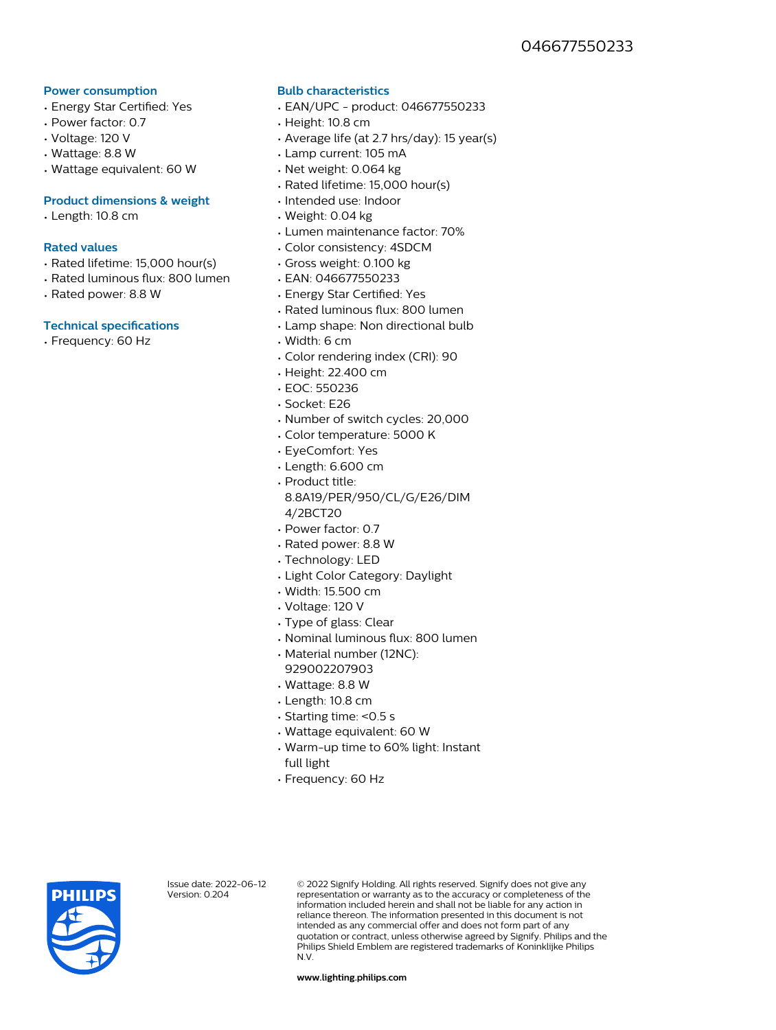046677550233

## Power consumption

- Energy Star Certified: Yes
- Power factor: 0.7
- Voltage: 120 V
- Wattage: 8.8 W
- Wattage equivalent: 60 W

## Product dimensions & weight

- Length: 10.8 cm

## Rated values

- Rated lifetime: 15,000 hour(s)
- Rated luminous flux: 800 lumen
- Rated power: 8.8 W

## Technical specifications

- Frequency: 60 Hz

## Bulb characteristics

- EAN/UPC - product: 046677550233
- Height: 10.8 cm
- Average life (at 2.7 hrs/day): 15 year(s)
- Lamp current: 105 mA
- Net weight: 0.064 kg
- Rated lifetime: 15,000 hour(s)
- Intended use: Indoor
- Weight: 0.04 kg
- Lumen maintenance factor: 70%
- Color consistency: 4SDCM
- Gross weight: 0.100 kg
- EAN: 046677550233
- Energy Star Certified: Yes
- Rated luminous flux: 800 lumen
- Lamp shape: Non directional bulb
- Width: 6 cm
- Color rendering index (CRI): 90
- Height: 22.400 cm
- EOC: 550236
- Socket: E26
- Number of switch cycles: 20,000
- Color temperature: 5000 K
- EyeComfort: Yes
- Length: 6.600 cm
- Product title: 8.8A19/PER/950/CL/G/E26/DIM 4/2BCT20
- Power factor: 0.7
- Rated power: 8.8 W
- Technology: LED
- Light Color Category: Daylight
- Width: 15.500 cm
- Voltage: 120 V
- Type of glass: Clear
- Nominal luminous flux: 800 lumen
- Material number (12NC): 929002207903
- Wattage: 8.8 W
- Length: 10.8 cm
- Starting time: <0.5 s
- Wattage equivalent: 60 W
- Warm-up time to 60% light: Instant full light
- Frequency: 60 Hz

Issue date: 2022-06-12
Version: 0.204

© 2022 Signify Holding. All rights reserved. Signify does not give any representation or warranty as to the accuracy or completeness of the information included herein and shall not be liable for any action in reliance thereon. The information presented in this document is not intended as any commercial offer and does not form part of any quotation or contract, unless otherwise agreed by Signify. Philips and the Philips Shield Emblem are registered trademarks of Koninklijke Philips N.V.

**www.lighting.philips.com**